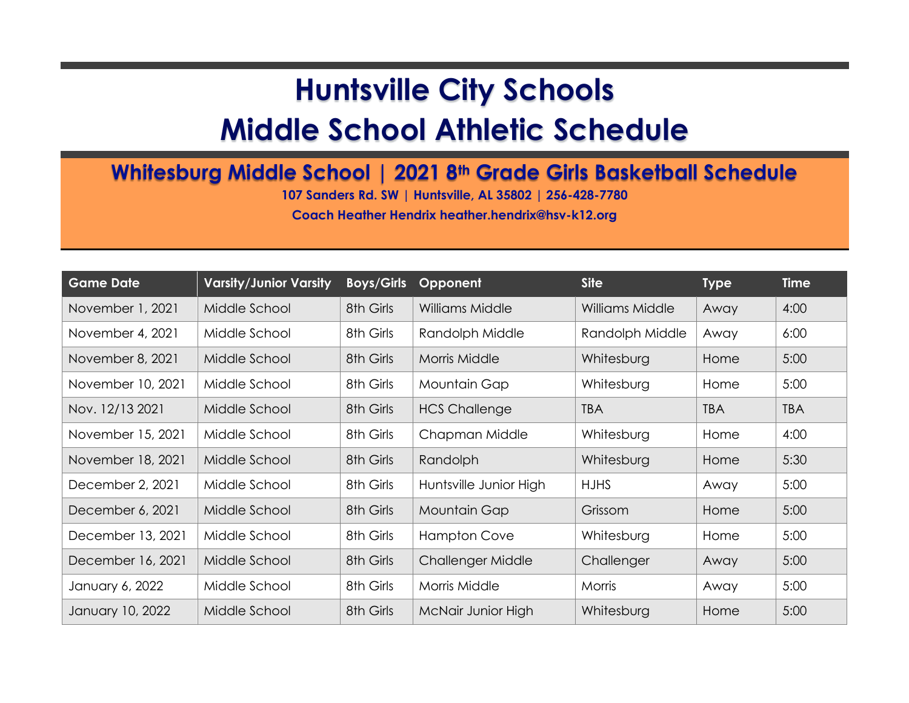# Huntsville City Schools
# Middle School Athletic Schedule

## Whitesburg Middle School | 2021 8th Grade Girls Basketball Schedule

**107 Sanders Rd. SW | Huntsville, AL 35802 | 256-428-7780**

**Coach Heather Hendrix heather.hendrix@hsv-k12.org**

| Game Date | Varsity/Junior Varsity | Boys/Girls | Opponent | Site | Type | Time |
|---|---|---|---|---|---|---|
| November 1, 2021 | Middle School | 8th Girls | Williams Middle | Williams Middle | Away | 4:00 |
| November 4, 2021 | Middle School | 8th Girls | Randolph Middle | Randolph Middle | Away | 6:00 |
| November 8, 2021 | Middle School | 8th Girls | Morris Middle | Whitesburg | Home | 5:00 |
| November 10, 2021 | Middle School | 8th Girls | Mountain Gap | Whitesburg | Home | 5:00 |
| Nov. 12/13 2021 | Middle School | 8th Girls | HCS Challenge | TBA | TBA | TBA |
| November 15, 2021 | Middle School | 8th Girls | Chapman Middle | Whitesburg | Home | 4:00 |
| November 18, 2021 | Middle School | 8th Girls | Randolph | Whitesburg | Home | 5:30 |
| December 2, 2021 | Middle School | 8th Girls | Huntsville Junior High | HJHS | Away | 5:00 |
| December 6, 2021 | Middle School | 8th Girls | Mountain Gap | Grissom | Home | 5:00 |
| December 13, 2021 | Middle School | 8th Girls | Hampton Cove | Whitesburg | Home | 5:00 |
| December 16, 2021 | Middle School | 8th Girls | Challenger Middle | Challenger | Away | 5:00 |
| January 6, 2022 | Middle School | 8th Girls | Morris Middle | Morris | Away | 5:00 |
| January 10, 2022 | Middle School | 8th Girls | McNair Junior High | Whitesburg | Home | 5:00 |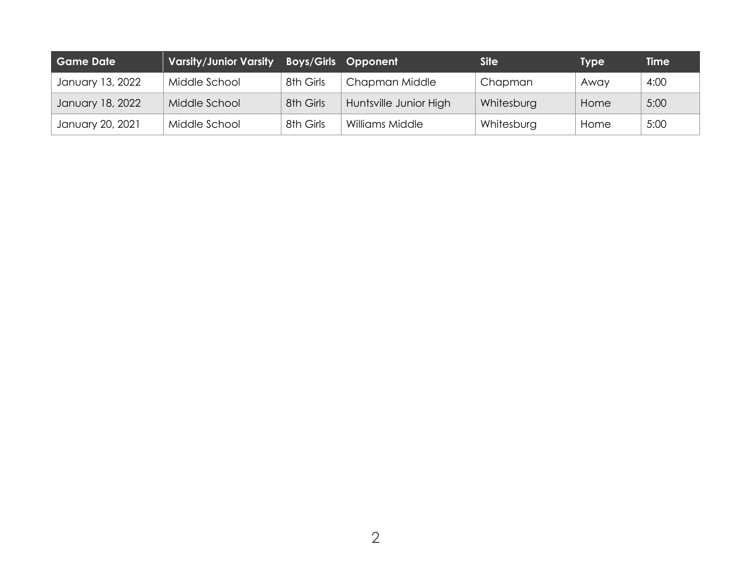| Game Date | Varsity/Junior Varsity | Boys/Girls | Opponent | Site | Type | Time |
|---|---|---|---|---|---|---|
| January 13, 2022 | Middle School | 8th Girls | Chapman Middle | Chapman | Away | 4:00 |
| January 18, 2022 | Middle School | 8th Girls | Huntsville Junior High | Whitesburg | Home | 5:00 |
| January 20, 2021 | Middle School | 8th Girls | Williams Middle | Whitesburg | Home | 5:00 |